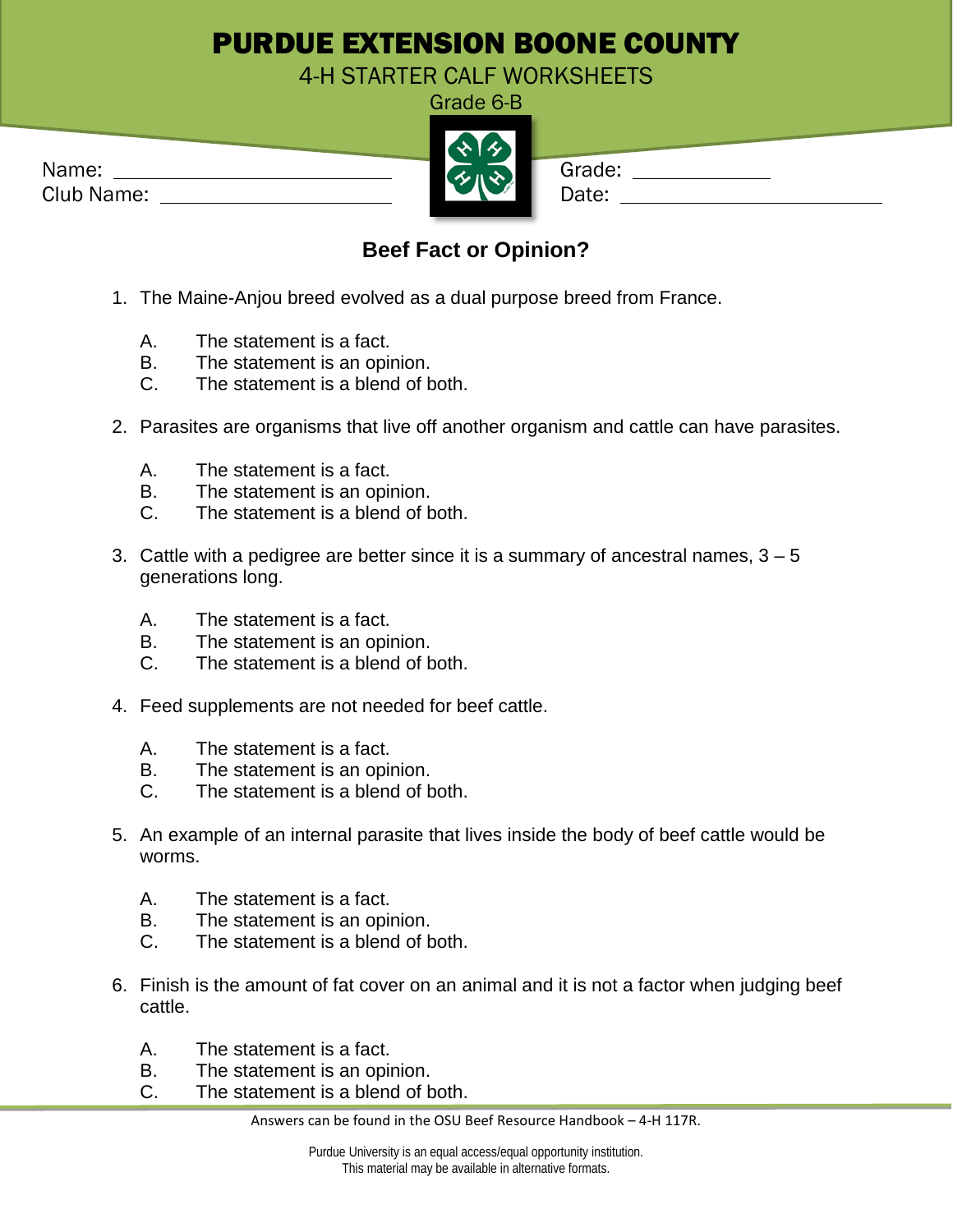# PURDUE EXTENSION BOONE COUNTY

## 4-H STARTER CALF WORKSHEETS

Grade 6-B

Name: ____________________ Grade: ____________

Club Name: ____________________ Date: ____________________

### Beef Fact or Opinion?

1. The Maine-Anjou breed evolved as a dual purpose breed from France.

   A. The statement is a fact.
   B. The statement is an opinion.
   C. The statement is a blend of both.

2. Parasites are organisms that live off another organism and cattle can have parasites.

   A. The statement is a fact.
   B. The statement is an opinion.
   C. The statement is a blend of both.

3. Cattle with a pedigree are better since it is a summary of ancestral names, 3 – 5 generations long.

   A. The statement is a fact.
   B. The statement is an opinion.
   C. The statement is a blend of both.

4. Feed supplements are not needed for beef cattle.

   A. The statement is a fact.
   B. The statement is an opinion.
   C. The statement is a blend of both.

5. An example of an internal parasite that lives inside the body of beef cattle would be worms.

   A. The statement is a fact.
   B. The statement is an opinion.
   C. The statement is a blend of both.

6. Finish is the amount of fat cover on an animal and it is not a factor when judging beef cattle.

   A. The statement is a fact.
   B. The statement is an opinion.
   C. The statement is a blend of both.

Answers can be found in the OSU Beef Resource Handbook – 4-H 117R.

Purdue University is an equal access/equal opportunity institution.
This material may be available in alternative formats.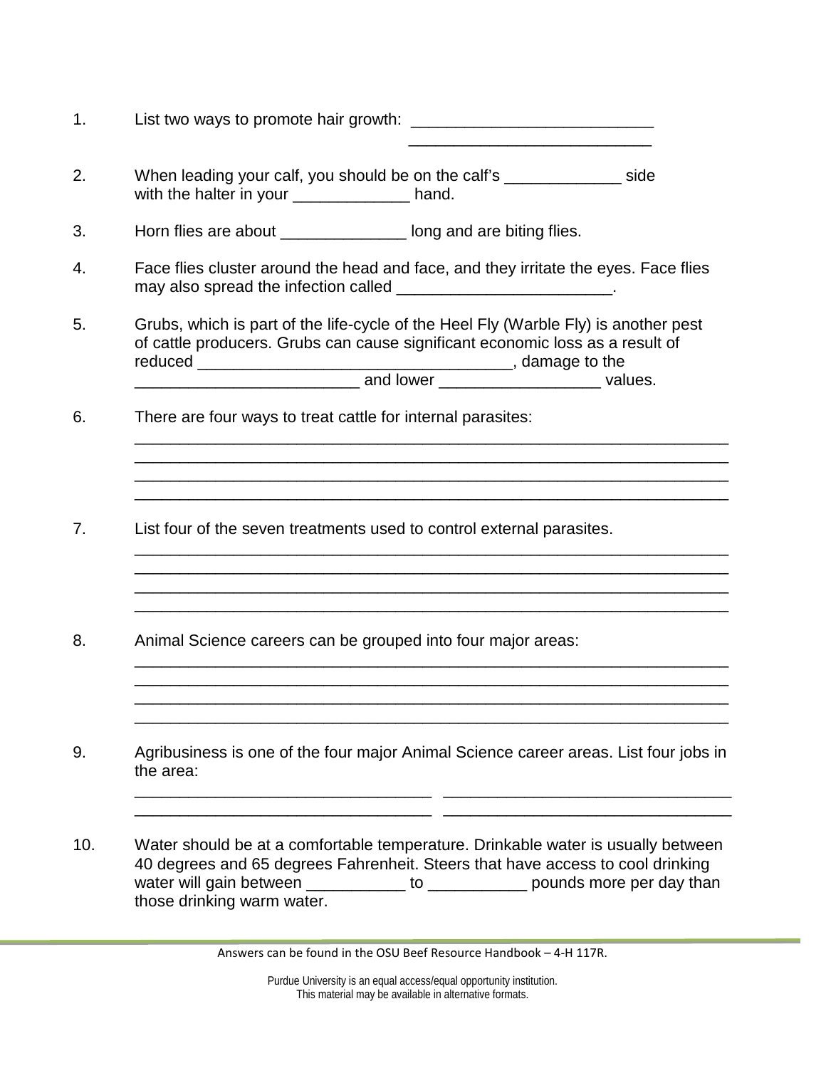1. List two ways to promote hair growth: ___________________________
   ___________________________

2. When leading your calf, you should be on the calf's _____________ side with the halter in your _____________ hand.

3. Horn flies are about ______________ long and are biting flies.

4. Face flies cluster around the head and face, and they irritate the eyes. Face flies may also spread the infection called ________________________.

5. Grubs, which is part of the life-cycle of the Heel Fly (Warble Fly) is another pest of cattle producers. Grubs can cause significant economic loss as a result of reduced ___________________________________, damage to the _________________________ and lower _________________ values.

6. There are four ways to treat cattle for internal parasites:
   ___________________________________________________________________
   ___________________________________________________________________
   ___________________________________________________________________
   ___________________________________________________________________

7. List four of the seven treatments used to control external parasites.
   ___________________________________________________________________
   ___________________________________________________________________
   ___________________________________________________________________
   ___________________________________________________________________

8. Animal Science careers can be grouped into four major areas:
   ___________________________________________________________________
   ___________________________________________________________________
   ___________________________________________________________________
   ___________________________________________________________________

9. Agribusiness is one of the four major Animal Science career areas. List four jobs in the area:
   _________________________________ _________________________________
   _________________________________ _________________________________

10. Water should be at a comfortable temperature. Drinkable water is usually between 40 degrees and 65 degrees Fahrenheit. Steers that have access to cool drinking water will gain between ___________ to ___________ pounds more per day than those drinking warm water.

Answers can be found in the OSU Beef Resource Handbook – 4-H 117R.

Purdue University is an equal access/equal opportunity institution.
This material may be available in alternative formats.